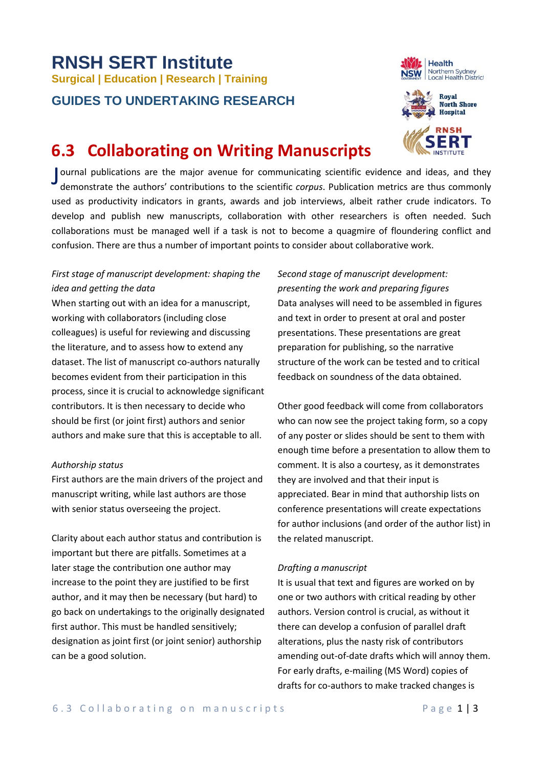# RNSH SERT Institute

**Surgical | Education | Research | Training**

**GUIDES TO UNDERTAKING RESEARCH**

## 6.3 Collaborating on Writing Manuscripts

Journal publications are the major avenue for communicating scientific evidence and ideas, and they demonstrate the authors' contributions to the scientific *corpus*. Publication metrics are thus commonly used as productivity indicators in grants, awards and job interviews, albeit rather crude indicators. To develop and publish new manuscripts, collaboration with other researchers is often needed. Such collaborations must be managed well if a task is not to become a quagmire of floundering conflict and confusion. There are thus a number of important points to consider about collaborative work.

*First stage of manuscript development: shaping the idea and getting the data*

When starting out with an idea for a manuscript, working with collaborators (including close colleagues) is useful for reviewing and discussing the literature, and to assess how to extend any dataset. The list of manuscript co-authors naturally becomes evident from their participation in this process, since it is crucial to acknowledge significant contributors. It is then necessary to decide who should be first (or joint first) authors and senior authors and make sure that this is acceptable to all.

*Authorship status*

First authors are the main drivers of the project and manuscript writing, while last authors are those with senior status overseeing the project.

Clarity about each author status and contribution is important but there are pitfalls. Sometimes at a later stage the contribution one author may increase to the point they are justified to be first author, and it may then be necessary (but hard) to go back on undertakings to the originally designated first author. This must be handled sensitively; designation as joint first (or joint senior) authorship can be a good solution.

*Second stage of manuscript development: presenting the work and preparing figures*

Data analyses will need to be assembled in figures and text in order to present at oral and poster presentations. These presentations are great preparation for publishing, so the narrative structure of the work can be tested and to critical feedback on soundness of the data obtained.

Other good feedback will come from collaborators who can now see the project taking form, so a copy of any poster or slides should be sent to them with enough time before a presentation to allow them to comment. It is also a courtesy, as it demonstrates they are involved and that their input is appreciated. Bear in mind that authorship lists on conference presentations will create expectations for author inclusions (and order of the author list) in the related manuscript.

*Drafting a manuscript*

It is usual that text and figures are worked on by one or two authors with critical reading by other authors. Version control is crucial, as without it there can develop a confusion of parallel draft alterations, plus the nasty risk of contributors amending out-of-date drafts which will annoy them. For early drafts, e-mailing (MS Word) copies of drafts for co-authors to make tracked changes is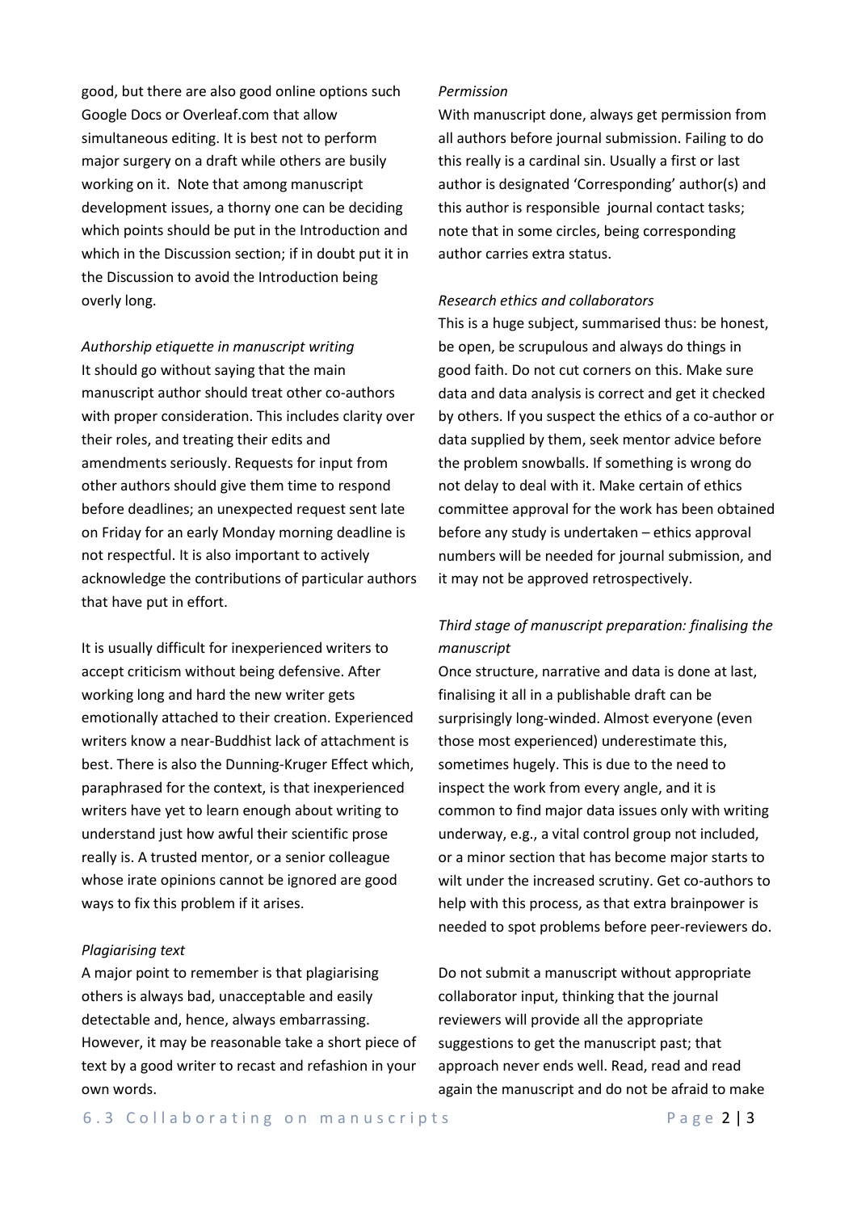good, but there are also good online options such Google Docs or Overleaf.com that allow simultaneous editing. It is best not to perform major surgery on a draft while others are busily working on it. Note that among manuscript development issues, a thorny one can be deciding which points should be put in the Introduction and which in the Discussion section; if in doubt put it in the Discussion to avoid the Introduction being overly long.

*Authorship etiquette in manuscript writing*

It should go without saying that the main manuscript author should treat other co-authors with proper consideration. This includes clarity over their roles, and treating their edits and amendments seriously. Requests for input from other authors should give them time to respond before deadlines; an unexpected request sent late on Friday for an early Monday morning deadline is not respectful. It is also important to actively acknowledge the contributions of particular authors that have put in effort.

It is usually difficult for inexperienced writers to accept criticism without being defensive. After working long and hard the new writer gets emotionally attached to their creation. Experienced writers know a near-Buddhist lack of attachment is best. There is also the Dunning-Kruger Effect which, paraphrased for the context, is that inexperienced writers have yet to learn enough about writing to understand just how awful their scientific prose really is. A trusted mentor, or a senior colleague whose irate opinions cannot be ignored are good ways to fix this problem if it arises.

*Plagiarising text*

A major point to remember is that plagiarising others is always bad, unacceptable and easily detectable and, hence, always embarrassing. However, it may be reasonable take a short piece of text by a good writer to recast and refashion in your own words.

*Permission*

With manuscript done, always get permission from all authors before journal submission. Failing to do this really is a cardinal sin. Usually a first or last author is designated 'Corresponding' author(s) and this author is responsible journal contact tasks; note that in some circles, being corresponding author carries extra status.

*Research ethics and collaborators*

This is a huge subject, summarised thus: be honest, be open, be scrupulous and always do things in good faith. Do not cut corners on this. Make sure data and data analysis is correct and get it checked by others. If you suspect the ethics of a co-author or data supplied by them, seek mentor advice before the problem snowballs. If something is wrong do not delay to deal with it. Make certain of ethics committee approval for the work has been obtained before any study is undertaken – ethics approval numbers will be needed for journal submission, and it may not be approved retrospectively.

*Third stage of manuscript preparation: finalising the manuscript*

Once structure, narrative and data is done at last, finalising it all in a publishable draft can be surprisingly long-winded. Almost everyone (even those most experienced) underestimate this, sometimes hugely. This is due to the need to inspect the work from every angle, and it is common to find major data issues only with writing underway, e.g., a vital control group not included, or a minor section that has become major starts to wilt under the increased scrutiny. Get co-authors to help with this process, as that extra brainpower is needed to spot problems before peer-reviewers do.

Do not submit a manuscript without appropriate collaborator input, thinking that the journal reviewers will provide all the appropriate suggestions to get the manuscript past; that approach never ends well. Read, read and read again the manuscript and do not be afraid to make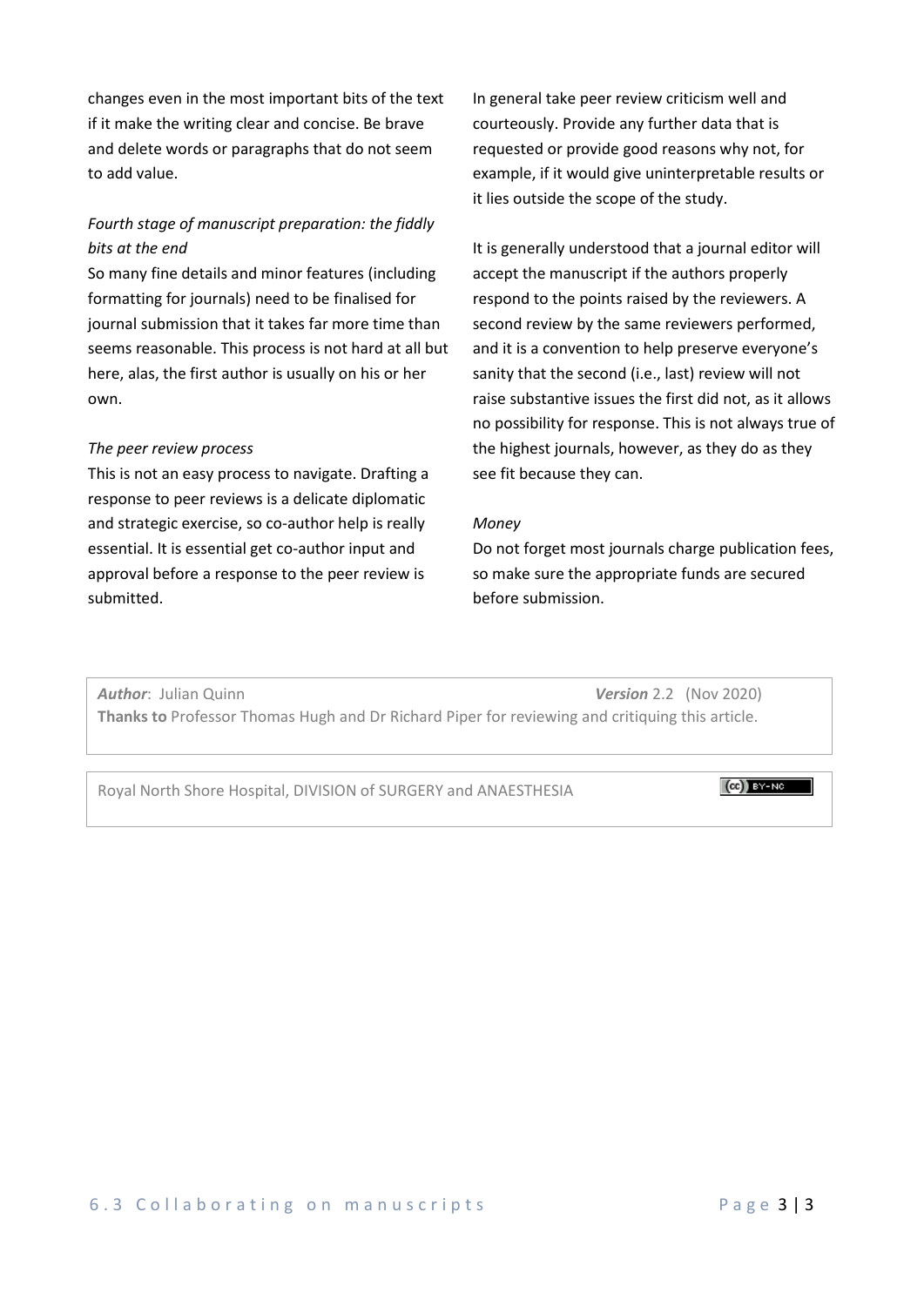changes even in the most important bits of the text if it make the writing clear and concise. Be brave and delete words or paragraphs that do not seem to add value.

*Fourth stage of manuscript preparation: the fiddly bits at the end*

So many fine details and minor features (including formatting for journals) need to be finalised for journal submission that it takes far more time than seems reasonable. This process is not hard at all but here, alas, the first author is usually on his or her own.

*The peer review process*

This is not an easy process to navigate. Drafting a response to peer reviews is a delicate diplomatic and strategic exercise, so co-author help is really essential. It is essential get co-author input and approval before a response to the peer review is submitted.

In general take peer review criticism well and courteously. Provide any further data that is requested or provide good reasons why not, for example, if it would give uninterpretable results or it lies outside the scope of the study.

It is generally understood that a journal editor will accept the manuscript if the authors properly respond to the points raised by the reviewers. A second review by the same reviewers performed, and it is a convention to help preserve everyone's sanity that the second (i.e., last) review will not raise substantive issues the first did not, as it allows no possibility for response. This is not always true of the highest journals, however, as they do as they see fit because they can.

*Money*

Do not forget most journals charge publication fees, so make sure the appropriate funds are secured before submission.

***Author***: Julian Quinn ***Version*** 2.2 (Nov 2020)

**Thanks to** Professor Thomas Hugh and Dr Richard Piper for reviewing and critiquing this article.

Royal North Shore Hospital, DIVISION of SURGERY and ANAESTHESIA

(cc) BY-NC